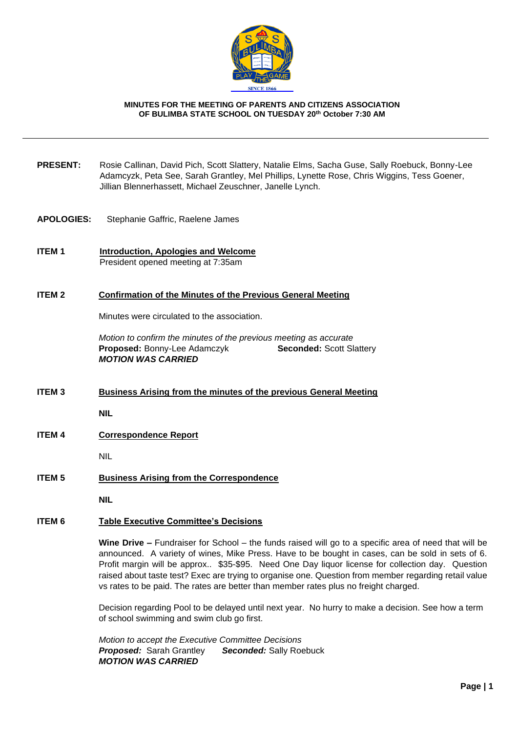**MINUTES FOR THE MEETING OF PARENTS AND CITIZENS ASSOCIATION OF BULIMBA STATE SCHOOL ON TUESDAY 20th October 7:30 AM**

---

**PRESENT:** Rosie Callinan, David Pich, Scott Slattery, Natalie Elms, Sacha Guse, Sally Roebuck, Bonny-Lee Adamcyzk, Peta See, Sarah Grantley, Mel Phillips, Lynette Rose, Chris Wiggins, Tess Goener, Jillian Blennerhassett, Michael Zeuschner, Janelle Lynch.

**APOLOGIES:** Stephanie Gaffric, Raelene James

**ITEM 1** **Introduction, Apologies and Welcome**

President opened meeting at 7:35am

**ITEM 2** **Confirmation of the Minutes of the Previous General Meeting**

Minutes were circulated to the association.

*Motion to confirm the minutes of the previous meeting as accurate*
**Proposed:** Bonny-Lee Adamczyk **Seconded:** Scott Slattery
***MOTION WAS CARRIED***

**ITEM 3** **Business Arising from the minutes of the previous General Meeting**

**NIL**

**ITEM 4** **Correspondence Report**

NIL

**ITEM 5** **Business Arising from the Correspondence**

**NIL**

**ITEM 6** **Table Executive Committee's Decisions**

**Wine Drive –** Fundraiser for School – the funds raised will go to a specific area of need that will be announced. A variety of wines, Mike Press. Have to be bought in cases, can be sold in sets of 6. Profit margin will be approx.. $35-$95. Need One Day liquor license for collection day. Question raised about taste test? Exec are trying to organise one. Question from member regarding retail value vs rates to be paid. The rates are better than member rates plus no freight charged.

Decision regarding Pool to be delayed until next year. No hurry to make a decision. See how a term of school swimming and swim club go first.

*Motion to accept the Executive Committee Decisions*
***Proposed:*** Sarah Grantley ***Seconded:*** Sally Roebuck
***MOTION WAS CARRIED***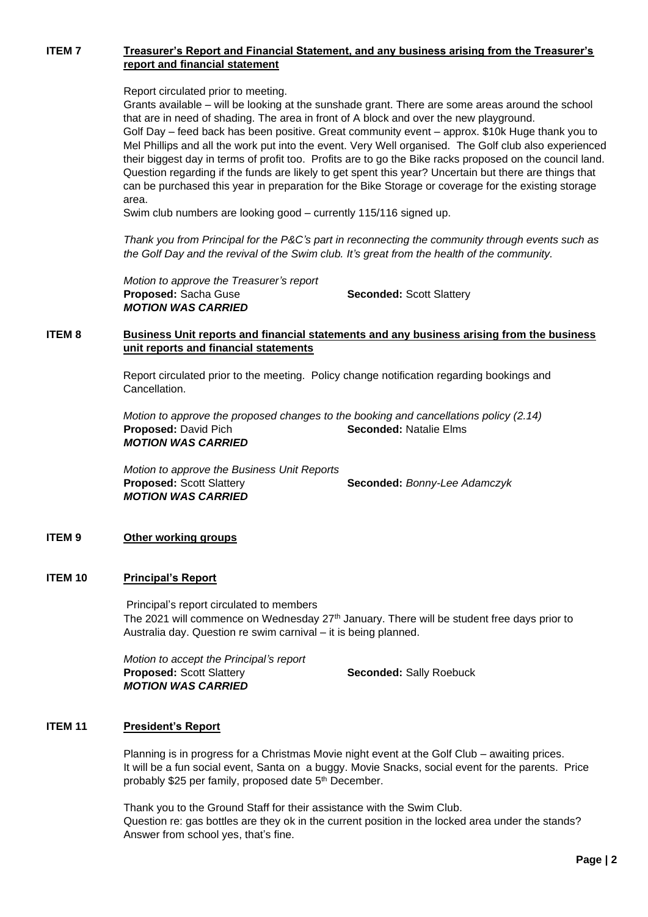## ITEM 7 **Treasurer's Report and Financial Statement, and any business arising from the Treasurer's report and financial statement**

Report circulated prior to meeting.
Grants available – will be looking at the sunshade grant. There are some areas around the school that are in need of shading. The area in front of A block and over the new playground.
Golf Day – feed back has been positive. Great community event – approx. $10k Huge thank you to Mel Phillips and all the work put into the event. Very Well organised. The Golf club also experienced their biggest day in terms of profit too. Profits are to go the Bike racks proposed on the council land. Question regarding if the funds are likely to get spent this year? Uncertain but there are things that can be purchased this year in preparation for the Bike Storage or coverage for the existing storage area.
Swim club numbers are looking good – currently 115/116 signed up.

*Thank you from Principal for the P&C's part in reconnecting the community through events such as the Golf Day and the revival of the Swim club. It's great from the health of the community.*

*Motion to approve the Treasurer's report*
**Proposed:** Sacha Guse **Seconded:** Scott Slattery
***MOTION WAS CARRIED***

## ITEM 8 **Business Unit reports and financial statements and any business arising from the business unit reports and financial statements**

Report circulated prior to the meeting. Policy change notification regarding bookings and Cancellation.

*Motion to approve the proposed changes to the booking and cancellations policy (2.14)*
**Proposed:** David Pich **Seconded:** Natalie Elms
***MOTION WAS CARRIED***

*Motion to approve the Business Unit Reports*
**Proposed:** Scott Slattery **Seconded:** *Bonny-Lee Adamczyk*
***MOTION WAS CARRIED***

## ITEM 9 **Other working groups**

## ITEM 10 **Principal's Report**

Principal's report circulated to members
The 2021 will commence on Wednesday 27th January. There will be student free days prior to Australia day. Question re swim carnival – it is being planned.

*Motion to accept the Principal's report*
**Proposed:** Scott Slattery **Seconded:** Sally Roebuck
***MOTION WAS CARRIED***

## ITEM 11 **President's Report**

Planning is in progress for a Christmas Movie night event at the Golf Club – awaiting prices. It will be a fun social event, Santa on a buggy. Movie Snacks, social event for the parents. Price probably $25 per family, proposed date 5th December.

Thank you to the Ground Staff for their assistance with the Swim Club.
Question re: gas bottles are they ok in the current position in the locked area under the stands? Answer from school yes, that's fine.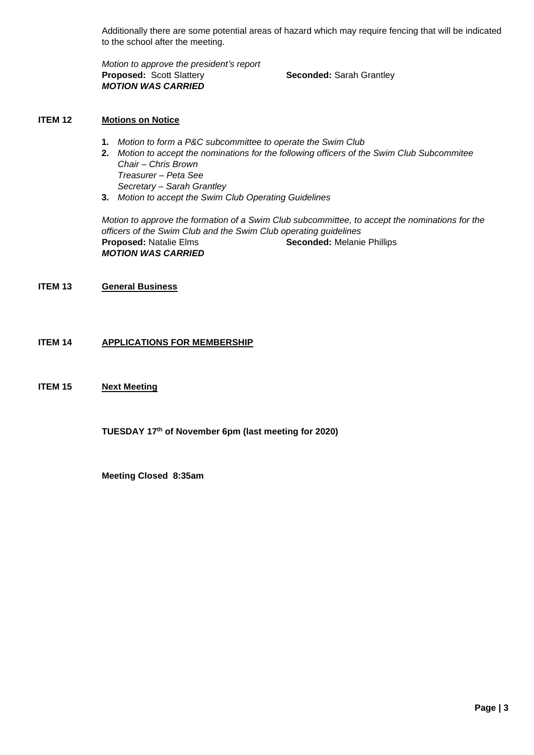Additionally there are some potential areas of hazard which may require fencing that will be indicated to the school after the meeting.

*Motion to approve the president's report*
**Proposed:** Scott Slattery **Seconded:** Sarah Grantley
***MOTION WAS CARRIED***

## ITEM 12 Motions on Notice

1. *Motion to form a P&C subcommittee to operate the Swim Club*
2. *Motion to accept the nominations for the following officers of the Swim Club Subcommitee*
   *Chair – Chris Brown*
   *Treasurer – Peta See*
   *Secretary – Sarah Grantley*
3. *Motion to accept the Swim Club Operating Guidelines*

*Motion to approve the formation of a Swim Club subcommittee, to accept the nominations for the officers of the Swim Club and the Swim Club operating guidelines*
**Proposed:** Natalie Elms **Seconded:** Melanie Phillips
***MOTION WAS CARRIED***

## ITEM 13 General Business

## ITEM 14 APPLICATIONS FOR MEMBERSHIP

## ITEM 15 Next Meeting

**TUESDAY 17th of November 6pm (last meeting for 2020)**

**Meeting Closed 8:35am**